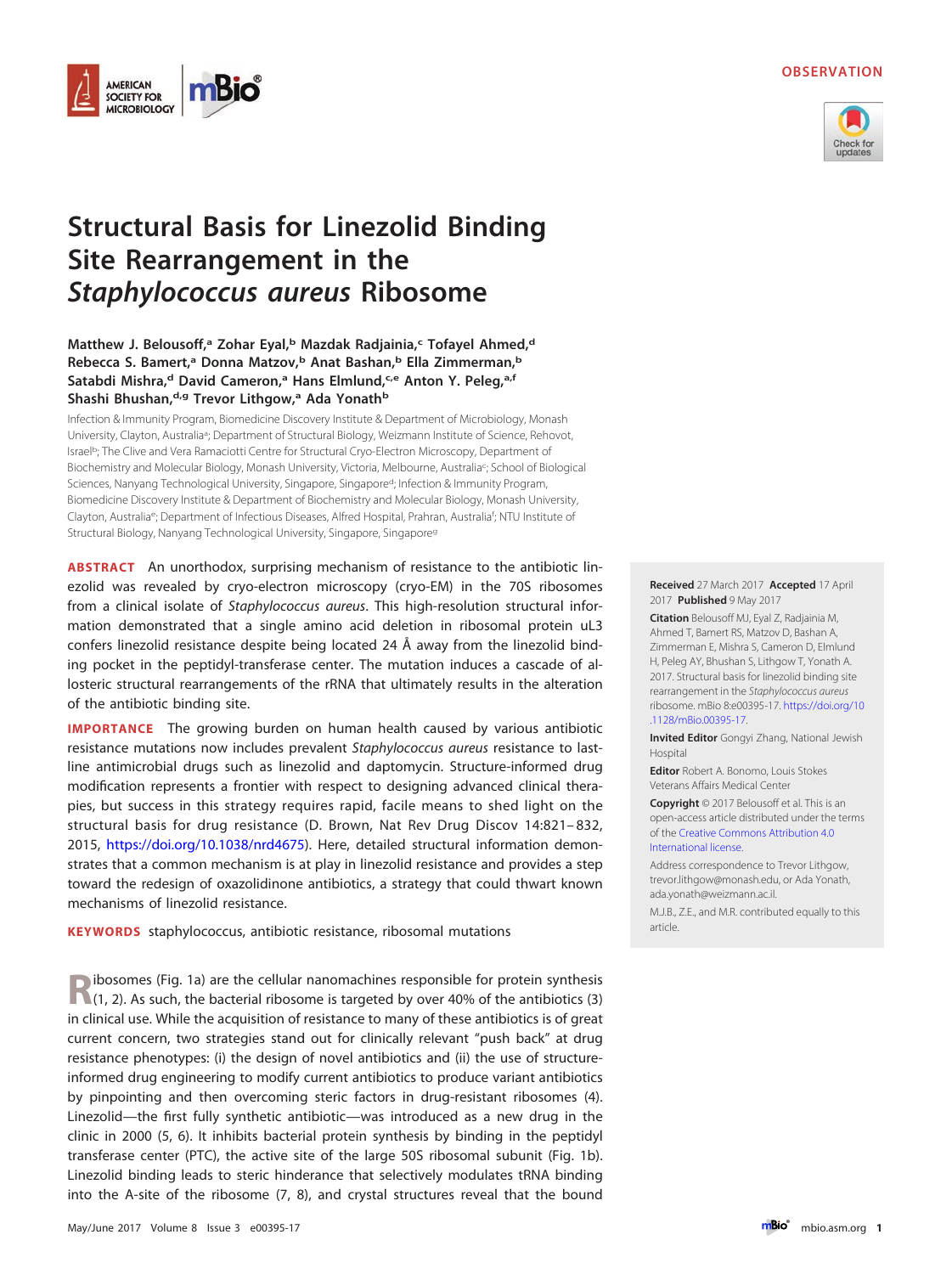OBSERVATION

# Structural Basis for Linezolid Binding Site Rearrangement in the *Staphylococcus aureus* Ribosome

**Matthew J. Belousoff,[a] Zohar Eyal,[b] Mazdak Radjainia,[c] Tofayel Ahmed,[d] Rebecca S. Bamert,[a] Donna Matzov,[b] Anat Bashan,[b] Ella Zimmerman,[b] Satabdi Mishra,[d] David Cameron,[a] Hans Elmlund,[c,e] Anton Y. Peleg,[a,f] Shashi Bhushan,[d,g] Trevor Lithgow,[a] Ada Yonath[b]**

Infection & Immunity Program, Biomedicine Discovery Institute & Department of Microbiology, Monash University, Clayton, Australia[a]; Department of Structural Biology, Weizmann Institute of Science, Rehovot, Israel[b]; The Clive and Vera Ramaciotti Centre for Structural Cryo-Electron Microscopy, Department of Biochemistry and Molecular Biology, Monash University, Victoria, Melbourne, Australia[c]; School of Biological Sciences, Nanyang Technological University, Singapore, Singapore[d]; Infection & Immunity Program, Biomedicine Discovery Institute & Department of Biochemistry and Molecular Biology, Monash University, Clayton, Australia[e]; Department of Infectious Diseases, Alfred Hospital, Prahran, Australia[f]; NTU Institute of Structural Biology, Nanyang Technological University, Singapore, Singapore[g]

**ABSTRACT** An unorthodox, surprising mechanism of resistance to the antibiotic linezolid was revealed by cryo-electron microscopy (cryo-EM) in the 70S ribosomes from a clinical isolate of *Staphylococcus aureus*. This high-resolution structural information demonstrated that a single amino acid deletion in ribosomal protein uL3 confers linezolid resistance despite being located 24 Å away from the linezolid binding pocket in the peptidyl-transferase center. The mutation induces a cascade of allosteric structural rearrangements of the rRNA that ultimately results in the alteration of the antibiotic binding site.

**IMPORTANCE** The growing burden on human health caused by various antibiotic resistance mutations now includes prevalent *Staphylococcus aureus* resistance to last-line antimicrobial drugs such as linezolid and daptomycin. Structure-informed drug modification represents a frontier with respect to designing advanced clinical therapies, but success in this strategy requires rapid, facile means to shed light on the structural basis for drug resistance (D. Brown, Nat Rev Drug Discov 14:821–832, 2015, https://doi.org/10.1038/nrd4675). Here, detailed structural information demonstrates that a common mechanism is at play in linezolid resistance and provides a step toward the redesign of oxazolidinone antibiotics, a strategy that could thwart known mechanisms of linezolid resistance.

**KEYWORDS** staphylococcus, antibiotic resistance, ribosomal mutations

**Received** 27 March 2017 **Accepted** 17 April 2017 **Published** 9 May 2017

**Citation** Belousoff MJ, Eyal Z, Radjainia M, Ahmed T, Bamert RS, Matzov D, Bashan A, Zimmerman E, Mishra S, Cameron D, Elmlund H, Peleg AY, Bhushan S, Lithgow T, Yonath A. 2017. Structural basis for linezolid binding site rearrangement in the *Staphylococcus aureus* ribosome. mBio 8:e00395-17. https://doi.org/10.1128/mBio.00395-17.

**Invited Editor** Gongyi Zhang, National Jewish Hospital

**Editor** Robert A. Bonomo, Louis Stokes Veterans Affairs Medical Center

**Copyright** © 2017 Belousoff et al. This is an open-access article distributed under the terms of the Creative Commons Attribution 4.0 International license.

Address correspondence to Trevor Lithgow, trevor.lithgow@monash.edu, or Ada Yonath, ada.yonath@weizmann.ac.il.

M.J.B., Z.E., and M.R. contributed equally to this article.

Ribosomes (Fig. 1a) are the cellular nanomachines responsible for protein synthesis (1, 2). As such, the bacterial ribosome is targeted by over 40% of the antibiotics (3) in clinical use. While the acquisition of resistance to many of these antibiotics is of great current concern, two strategies stand out for clinically relevant "push back" at drug resistance phenotypes: (i) the design of novel antibiotics and (ii) the use of structure-informed drug engineering to modify current antibiotics to produce variant antibiotics by pinpointing and then overcoming steric factors in drug-resistant ribosomes (4). Linezolid—the first fully synthetic antibiotic—was introduced as a new drug in the clinic in 2000 (5, 6). It inhibits bacterial protein synthesis by binding in the peptidyl transferase center (PTC), the active site of the large 50S ribosomal subunit (Fig. 1b). Linezolid binding leads to steric hinderance that selectively modulates tRNA binding into the A-site of the ribosome (7, 8), and crystal structures reveal that the bound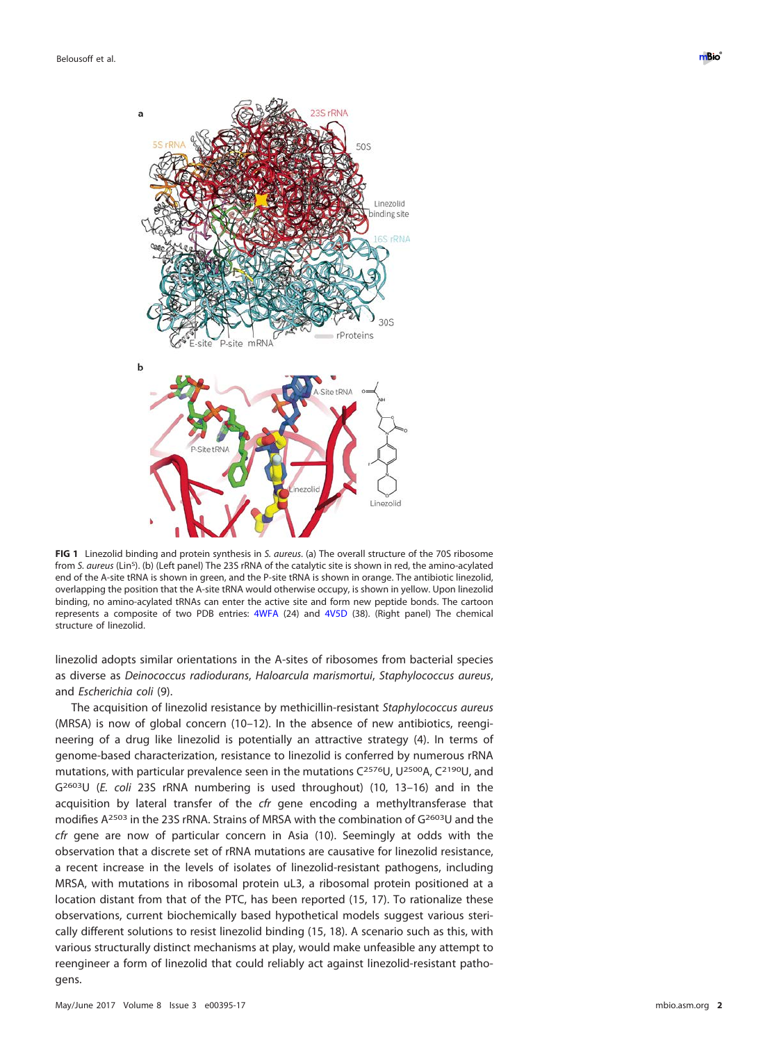**FIG 1** Linezolid binding and protein synthesis in *S. aureus*. (a) The overall structure of the 70S ribosome from *S. aureus* (Lin[S]). (b) (Left panel) The 23S rRNA of the catalytic site is shown in red, the amino-acylated end of the A-site tRNA is shown in green, and the P-site tRNA is shown in orange. The antibiotic linezolid, overlapping the position that the A-site tRNA would otherwise occupy, is shown in yellow. Upon linezolid binding, no amino-acylated tRNAs can enter the active site and form new peptide bonds. The cartoon represents a composite of two PDB entries: 4WFA (24) and 4V5D (38). (Right panel) The chemical structure of linezolid.

linezolid adopts similar orientations in the A-sites of ribosomes from bacterial species as diverse as *Deinococcus radiodurans*, *Haloarcula marismortui*, *Staphylococcus aureus*, and *Escherichia coli* (9).

The acquisition of linezolid resistance by methicillin-resistant *Staphylococcus aureus* (MRSA) is now of global concern (10–12). In the absence of new antibiotics, reengineering of a drug like linezolid is potentially an attractive strategy (4). In terms of genome-based characterization, resistance to linezolid is conferred by numerous rRNA mutations, with particular prevalence seen in the mutations $C^{2576}U$, $U^{2500}A$, $C^{2190}U$, and $G^{2603}U$ (*E. coli* 23S rRNA numbering is used throughout) (10, 13–16) and in the acquisition by lateral transfer of the *cfr* gene encoding a methyltransferase that modifies $A^{2503}$ in the 23S rRNA. Strains of MRSA with the combination of $G^{2603}U$ and the *cfr* gene are now of particular concern in Asia (10). Seemingly at odds with the observation that a discrete set of rRNA mutations are causative for linezolid resistance, a recent increase in the levels of isolates of linezolid-resistant pathogens, including MRSA, with mutations in ribosomal protein uL3, a ribosomal protein positioned at a location distant from that of the PTC, has been reported (15, 17). To rationalize these observations, current biochemically based hypothetical models suggest various sterically different solutions to resist linezolid binding (15, 18). A scenario such as this, with various structurally distinct mechanisms at play, would make unfeasible any attempt to reengineer a form of linezolid that could reliably act against linezolid-resistant pathogens.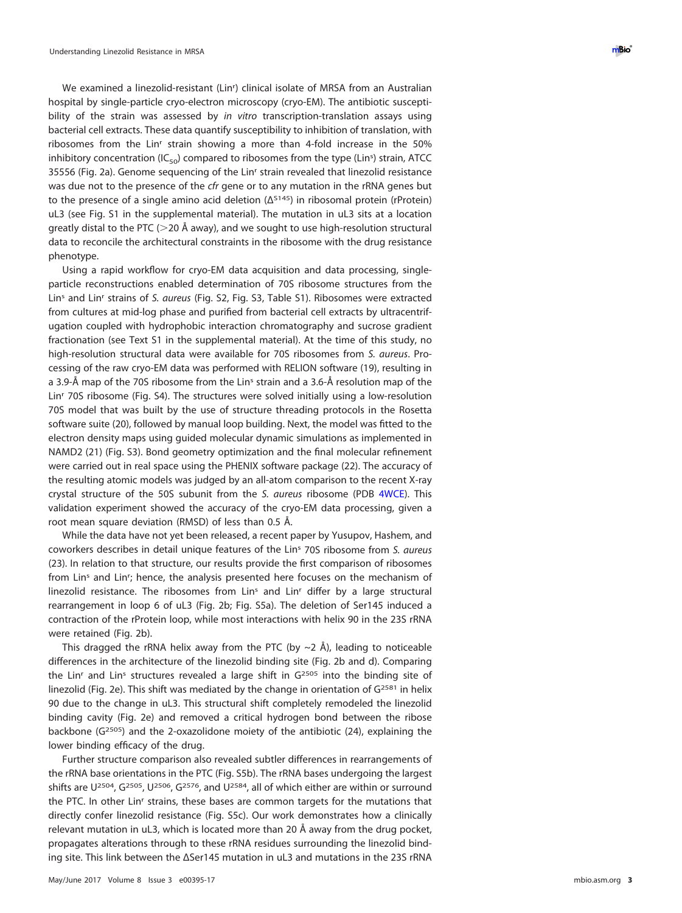We examined a linezolid-resistant (Lin$^r$) clinical isolate of MRSA from an Australian hospital by single-particle cryo-electron microscopy (cryo-EM). The antibiotic susceptibility of the strain was assessed by *in vitro* transcription-translation assays using bacterial cell extracts. These data quantify susceptibility to inhibition of translation, with ribosomes from the Lin$^r$ strain showing a more than 4-fold increase in the 50% inhibitory concentration ($IC_{50}$) compared to ribosomes from the type (Lin$^s$) strain, ATCC 35556 (Fig. 2a). Genome sequencing of the Lin$^r$ strain revealed that linezolid resistance was due not to the presence of the *cfr* gene or to any mutation in the rRNA genes but to the presence of a single amino acid deletion ($\Delta^{S145}$) in ribosomal protein (rProtein) uL3 (see Fig. S1 in the supplemental material). The mutation in uL3 sits at a location greatly distal to the PTC (>20 Å away), and we sought to use high-resolution structural data to reconcile the architectural constraints in the ribosome with the drug resistance phenotype.

Using a rapid workflow for cryo-EM data acquisition and data processing, single-particle reconstructions enabled determination of 70S ribosome structures from the Lin$^s$ and Lin$^r$ strains of *S. aureus* (Fig. S2, Fig. S3, Table S1). Ribosomes were extracted from cultures at mid-log phase and purified from bacterial cell extracts by ultracentrifugation coupled with hydrophobic interaction chromatography and sucrose gradient fractionation (see Text S1 in the supplemental material). At the time of this study, no high-resolution structural data were available for 70S ribosomes from *S. aureus*. Processing of the raw cryo-EM data was performed with RELION software (19), resulting in a 3.9-Å map of the 70S ribosome from the Lin$^s$ strain and a 3.6-Å resolution map of the Lin$^r$ 70S ribosome (Fig. S4). The structures were solved initially using a low-resolution 70S model that was built by the use of structure threading protocols in the Rosetta software suite (20), followed by manual loop building. Next, the model was fitted to the electron density maps using guided molecular dynamic simulations as implemented in NAMD2 (21) (Fig. S3). Bond geometry optimization and the final molecular refinement were carried out in real space using the PHENIX software package (22). The accuracy of the resulting atomic models was judged by an all-atom comparison to the recent X-ray crystal structure of the 50S subunit from the *S. aureus* ribosome (PDB 4WCE). This validation experiment showed the accuracy of the cryo-EM data processing, given a root mean square deviation (RMSD) of less than 0.5 Å.

While the data have not yet been released, a recent paper by Yusupov, Hashem, and coworkers describes in detail unique features of the Lin$^s$ 70S ribosome from *S. aureus* (23). In relation to that structure, our results provide the first comparison of ribosomes from Lin$^s$ and Lin$^r$; hence, the analysis presented here focuses on the mechanism of linezolid resistance. The ribosomes from Lin$^s$ and Lin$^r$ differ by a large structural rearrangement in loop 6 of uL3 (Fig. 2b; Fig. S5a). The deletion of Ser145 induced a contraction of the rProtein loop, while most interactions with helix 90 in the 23S rRNA were retained (Fig. 2b).

This dragged the rRNA helix away from the PTC (by ~2 Å), leading to noticeable differences in the architecture of the linezolid binding site (Fig. 2b and d). Comparing the Lin$^r$ and Lin$^s$ structures revealed a large shift in G$^{2505}$ into the binding site of linezolid (Fig. 2e). This shift was mediated by the change in orientation of G$^{2581}$ in helix 90 due to the change in uL3. This structural shift completely remodeled the linezolid binding cavity (Fig. 2e) and removed a critical hydrogen bond between the ribose backbone (G$^{2505}$) and the 2-oxazolidone moiety of the antibiotic (24), explaining the lower binding efficacy of the drug.

Further structure comparison also revealed subtler differences in rearrangements of the rRNA base orientations in the PTC (Fig. S5b). The rRNA bases undergoing the largest shifts are U$^{2504}$, G$^{2505}$, U$^{2506}$, G$^{2576}$, and U$^{2584}$, all of which either are within or surround the PTC. In other Lin$^r$ strains, these bases are common targets for the mutations that directly confer linezolid resistance (Fig. S5c). Our work demonstrates how a clinically relevant mutation in uL3, which is located more than 20 Å away from the drug pocket, propagates alterations through to these rRNA residues surrounding the linezolid binding site. This link between the ΔSer145 mutation in uL3 and mutations in the 23S rRNA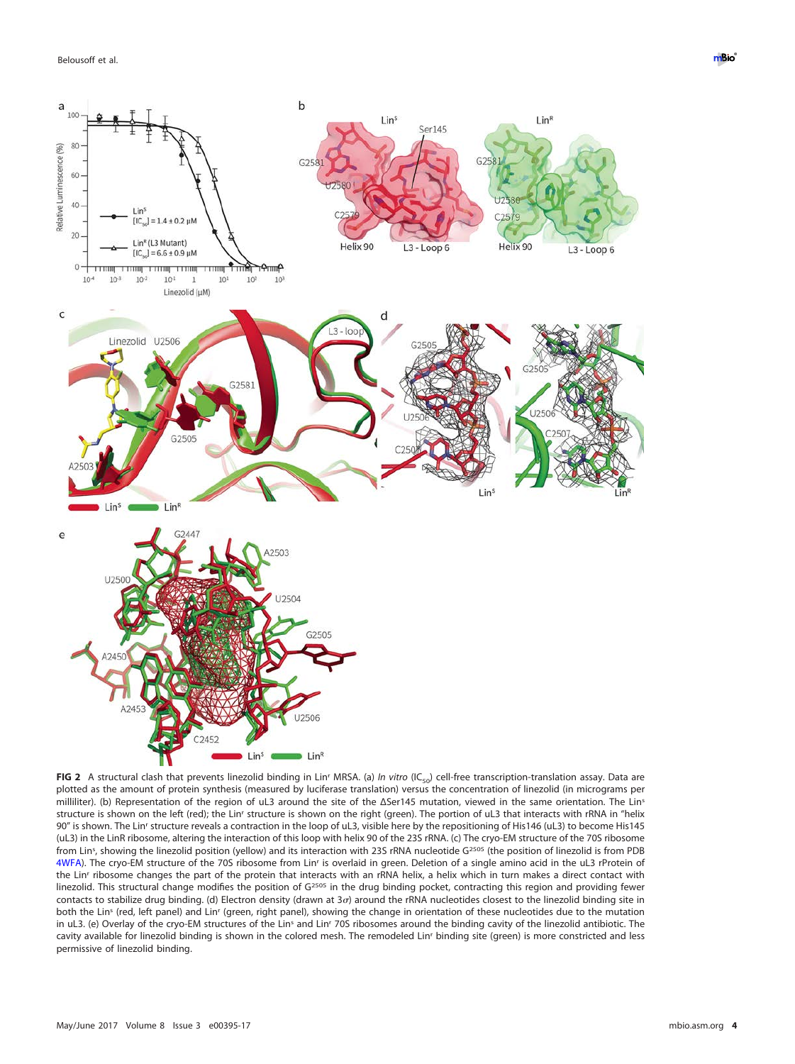**FIG 2** A structural clash that prevents linezolid binding in Lin[r] MRSA. (a) *In vitro* ($IC_{50}$) cell-free transcription-translation assay. Data are plotted as the amount of protein synthesis (measured by luciferase translation) versus the concentration of linezolid (in micrograms per milliliter). (b) Representation of the region of uL3 around the site of the ΔSer145 mutation, viewed in the same orientation. The Lin[s] structure is shown on the left (red); the Lin[r] structure is shown on the right (green). The portion of uL3 that interacts with rRNA in "helix 90" is shown. The Lin[r] structure reveals a contraction in the loop of uL3, visible here by the repositioning of His146 (uL3) to become His145 (uL3) in the LinR ribosome, altering the interaction of this loop with helix 90 of the 23S rRNA. (c) The cryo-EM structure of the 70S ribosome from Lin[s], showing the linezolid position (yellow) and its interaction with 23S rRNA nucleotide $G^{2505}$ (the position of linezolid is from PDB 4WFA). The cryo-EM structure of the 70S ribosome from Lin[r] is overlaid in green. Deletion of a single amino acid in the uL3 rProtein of the Lin[r] ribosome changes the part of the protein that interacts with an rRNA helix, a helix which in turn makes a direct contact with linezolid. This structural change modifies the position of $G^{2505}$ in the drug binding pocket, contracting this region and providing fewer contacts to stabilize drug binding. (d) Electron density (drawn at 3σ) around the rRNA nucleotides closest to the linezolid binding site in both the Lin[s] (red, left panel) and Lin[r] (green, right panel), showing the change in orientation of these nucleotides due to the mutation in uL3. (e) Overlay of the cryo-EM structures of the Lin[s] and Lin[r] 70S ribosomes around the binding cavity of the linezolid antibiotic. The cavity available for linezolid binding is shown in the colored mesh. The remodeled Lin[r] binding site (green) is more constricted and less permissive of linezolid binding.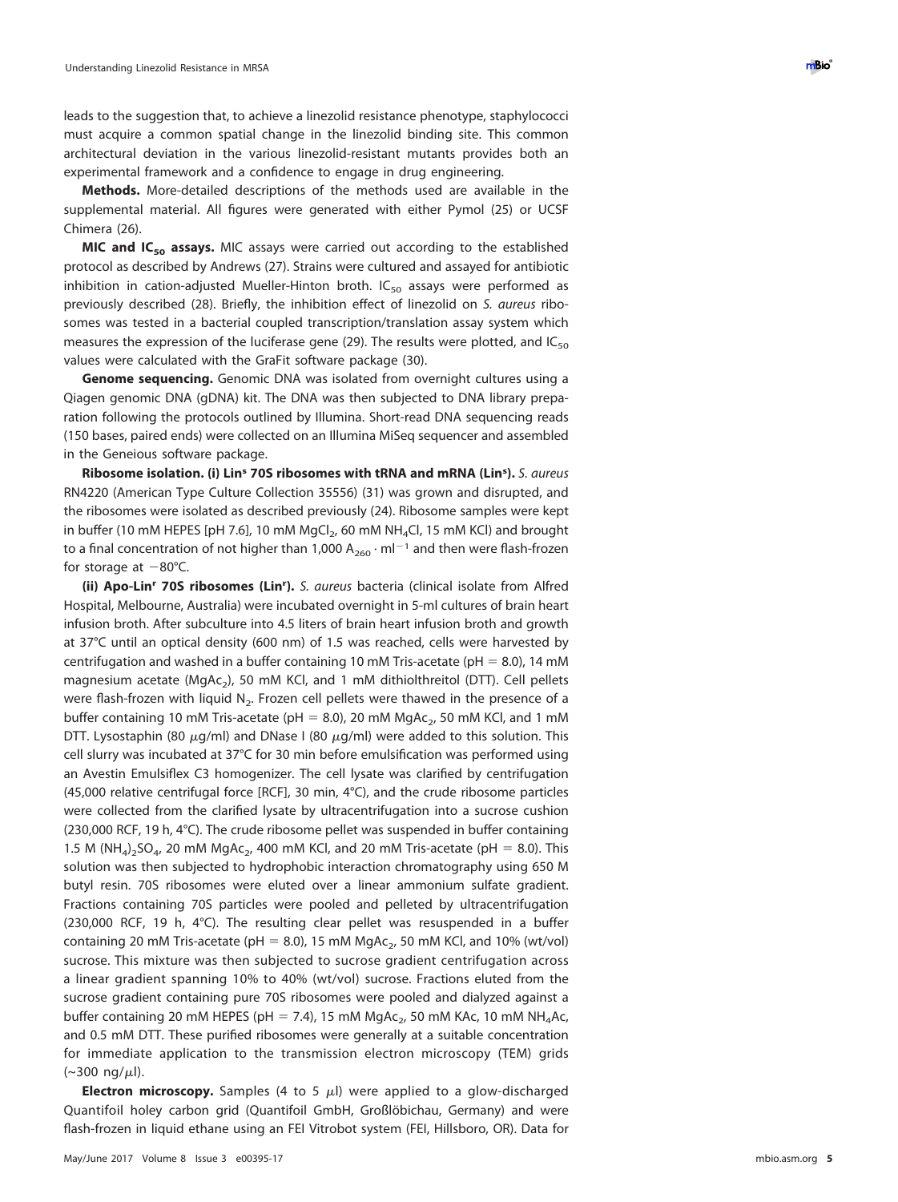leads to the suggestion that, to achieve a linezolid resistance phenotype, staphylococci must acquire a common spatial change in the linezolid binding site. This common architectural deviation in the various linezolid-resistant mutants provides both an experimental framework and a confidence to engage in drug engineering.

**Methods.** More-detailed descriptions of the methods used are available in the supplemental material. All figures were generated with either Pymol (25) or UCSF Chimera (26).

**MIC and $IC_{50}$ assays.** MIC assays were carried out according to the established protocol as described by Andrews (27). Strains were cultured and assayed for antibiotic inhibition in cation-adjusted Mueller-Hinton broth. $IC_{50}$ assays were performed as previously described (28). Briefly, the inhibition effect of linezolid on *S. aureus* ribosomes was tested in a bacterial coupled transcription/translation assay system which measures the expression of the luciferase gene (29). The results were plotted, and $IC_{50}$ values were calculated with the GraFit software package (30).

**Genome sequencing.** Genomic DNA was isolated from overnight cultures using a Qiagen genomic DNA (gDNA) kit. The DNA was then subjected to DNA library preparation following the protocols outlined by Illumina. Short-read DNA sequencing reads (150 bases, paired ends) were collected on an Illumina MiSeq sequencer and assembled in the Geneious software package.

**Ribosome isolation. (i) $Lin^s$ 70S ribosomes with tRNA and mRNA ($Lin^s$).** *S. aureus* RN4220 (American Type Culture Collection 35556) (31) was grown and disrupted, and the ribosomes were isolated as described previously (24). Ribosome samples were kept in buffer (10 mM HEPES [pH 7.6], 10 mM $MgCl_2$, 60 mM $NH_4Cl$, 15 mM KCl) and brought to a final concentration of not higher than 1,000 $A_{260} \cdot ml^{-1}$ and then were flash-frozen for storage at −80°C.

**(ii) Apo-$Lin^r$ 70S ribosomes ($Lin^r$).** *S. aureus* bacteria (clinical isolate from Alfred Hospital, Melbourne, Australia) were incubated overnight in 5-ml cultures of brain heart infusion broth. After subculture into 4.5 liters of brain heart infusion broth and growth at 37°C until an optical density (600 nm) of 1.5 was reached, cells were harvested by centrifugation and washed in a buffer containing 10 mM Tris-acetate (pH = 8.0), 14 mM magnesium acetate ($MgAc_2$), 50 mM KCl, and 1 mM dithiolthreitol (DTT). Cell pellets were flash-frozen with liquid $N_2$. Frozen cell pellets were thawed in the presence of a buffer containing 10 mM Tris-acetate (pH = 8.0), 20 mM $MgAc_2$, 50 mM KCl, and 1 mM DTT. Lysostaphin (80 $\mu$g/ml) and DNase I (80 $\mu$g/ml) were added to this solution. This cell slurry was incubated at 37°C for 30 min before emulsification was performed using an Avestin Emulsiflex C3 homogenizer. The cell lysate was clarified by centrifugation (45,000 relative centrifugal force [RCF], 30 min, 4°C), and the crude ribosome particles were collected from the clarified lysate by ultracentrifugation into a sucrose cushion (230,000 RCF, 19 h, 4°C). The crude ribosome pellet was suspended in buffer containing 1.5 M $(NH_4)_2SO_4$, 20 mM $MgAc_2$, 400 mM KCl, and 20 mM Tris-acetate (pH = 8.0). This solution was then subjected to hydrophobic interaction chromatography using 650 M butyl resin. 70S ribosomes were eluted over a linear ammonium sulfate gradient. Fractions containing 70S particles were pooled and pelleted by ultracentrifugation (230,000 RCF, 19 h, 4°C). The resulting clear pellet was resuspended in a buffer containing 20 mM Tris-acetate (pH = 8.0), 15 mM $MgAc_2$, 50 mM KCl, and 10% (wt/vol) sucrose. This mixture was then subjected to sucrose gradient centrifugation across a linear gradient spanning 10% to 40% (wt/vol) sucrose. Fractions eluted from the sucrose gradient containing pure 70S ribosomes were pooled and dialyzed against a buffer containing 20 mM HEPES (pH = 7.4), 15 mM $MgAc_2$, 50 mM KAc, 10 mM $NH_4Ac$, and 0.5 mM DTT. These purified ribosomes were generally at a suitable concentration for immediate application to the transmission electron microscopy (TEM) grids (~300 ng/$\mu$l).

**Electron microscopy.** Samples (4 to 5 $\mu$l) were applied to a glow-discharged Quantifoil holey carbon grid (Quantifoil GmbH, Großlöbichau, Germany) and were flash-frozen in liquid ethane using an FEI Vitrobot system (FEI, Hillsboro, OR). Data for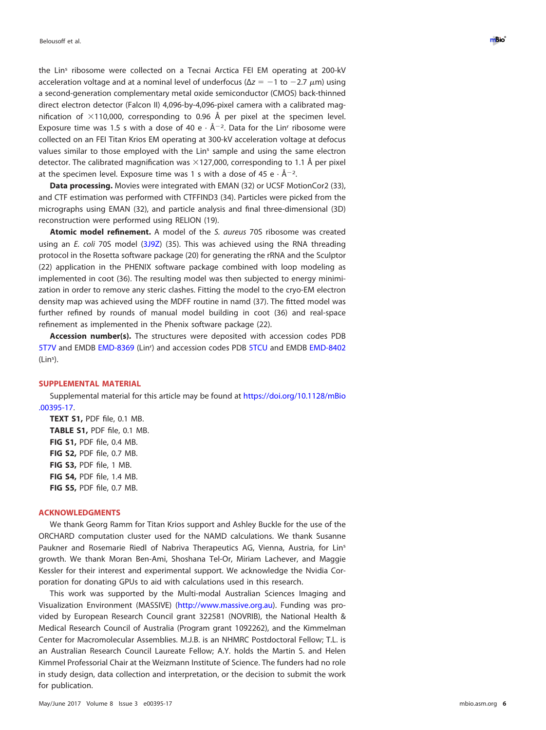the Lin[s] ribosome were collected on a Tecnai Arctica FEI EM operating at 200-kV acceleration voltage and at a nominal level of underfocus ($\Delta z = -1$ to $-2.7$ $\mu$m) using a second-generation complementary metal oxide semiconductor (CMOS) back-thinned direct electron detector (Falcon II) 4,096-by-4,096-pixel camera with a calibrated magnification of $\times$110,000, corresponding to 0.96 Å per pixel at the specimen level. Exposure time was 1.5 s with a dose of 40 $e \cdot Å^{-2}$. Data for the Lin[r] ribosome were collected on an FEI Titan Krios EM operating at 300-kV acceleration voltage at defocus values similar to those employed with the Lin[s] sample and using the same electron detector. The calibrated magnification was $\times$127,000, corresponding to 1.1 Å per pixel at the specimen level. Exposure time was 1 s with a dose of 45 $e \cdot Å^{-2}$.

**Data processing.** Movies were integrated with EMAN (32) or UCSF MotionCor2 (33), and CTF estimation was performed with CTFFIND3 (34). Particles were picked from the micrographs using EMAN (32), and particle analysis and final three-dimensional (3D) reconstruction were performed using RELION (19).

**Atomic model refinement.** A model of the *S. aureus* 70S ribosome was created using an *E. coli* 70S model (3J9Z) (35). This was achieved using the RNA threading protocol in the Rosetta software package (20) for generating the rRNA and the Sculptor (22) application in the PHENIX software package combined with loop modeling as implemented in coot (36). The resulting model was then subjected to energy minimization in order to remove any steric clashes. Fitting the model to the cryo-EM electron density map was achieved using the MDFF routine in namd (37). The fitted model was further refined by rounds of manual model building in coot (36) and real-space refinement as implemented in the Phenix software package (22).

**Accession number(s).** The structures were deposited with accession codes PDB 5T7V and EMDB EMD-8369 (Lin[r]) and accession codes PDB 5TCU and EMDB EMD-8402 (Lin[s]).

## SUPPLEMENTAL MATERIAL

Supplemental material for this article may be found at https://doi.org/10.1128/mBio.00395-17.

**TEXT S1,** PDF file, 0.1 MB.
**TABLE S1,** PDF file, 0.1 MB.
**FIG S1,** PDF file, 0.4 MB.
**FIG S2,** PDF file, 0.7 MB.
**FIG S3,** PDF file, 1 MB.
**FIG S4,** PDF file, 1.4 MB.
**FIG S5,** PDF file, 0.7 MB.

## ACKNOWLEDGMENTS

We thank Georg Ramm for Titan Krios support and Ashley Buckle for the use of the ORCHARD computation cluster used for the NAMD calculations. We thank Susanne Paukner and Rosemarie Riedl of Nabriva Therapeutics AG, Vienna, Austria, for Lin[s] growth. We thank Moran Ben-Ami, Shoshana Tel-Or, Miriam Lachever, and Maggie Kessler for their interest and experimental support. We acknowledge the Nvidia Corporation for donating GPUs to aid with calculations used in this research.

This work was supported by the Multi-modal Australian Sciences Imaging and Visualization Environment (MASSIVE) (http://www.massive.org.au). Funding was provided by European Research Council grant 322581 (NOVRIB), the National Health & Medical Research Council of Australia (Program grant 1092262), and the Kimmelman Center for Macromolecular Assemblies. M.J.B. is an NHMRC Postdoctoral Fellow; T.L. is an Australian Research Council Laureate Fellow; A.Y. holds the Martin S. and Helen Kimmel Professorial Chair at the Weizmann Institute of Science. The funders had no role in study design, data collection and interpretation, or the decision to submit the work for publication.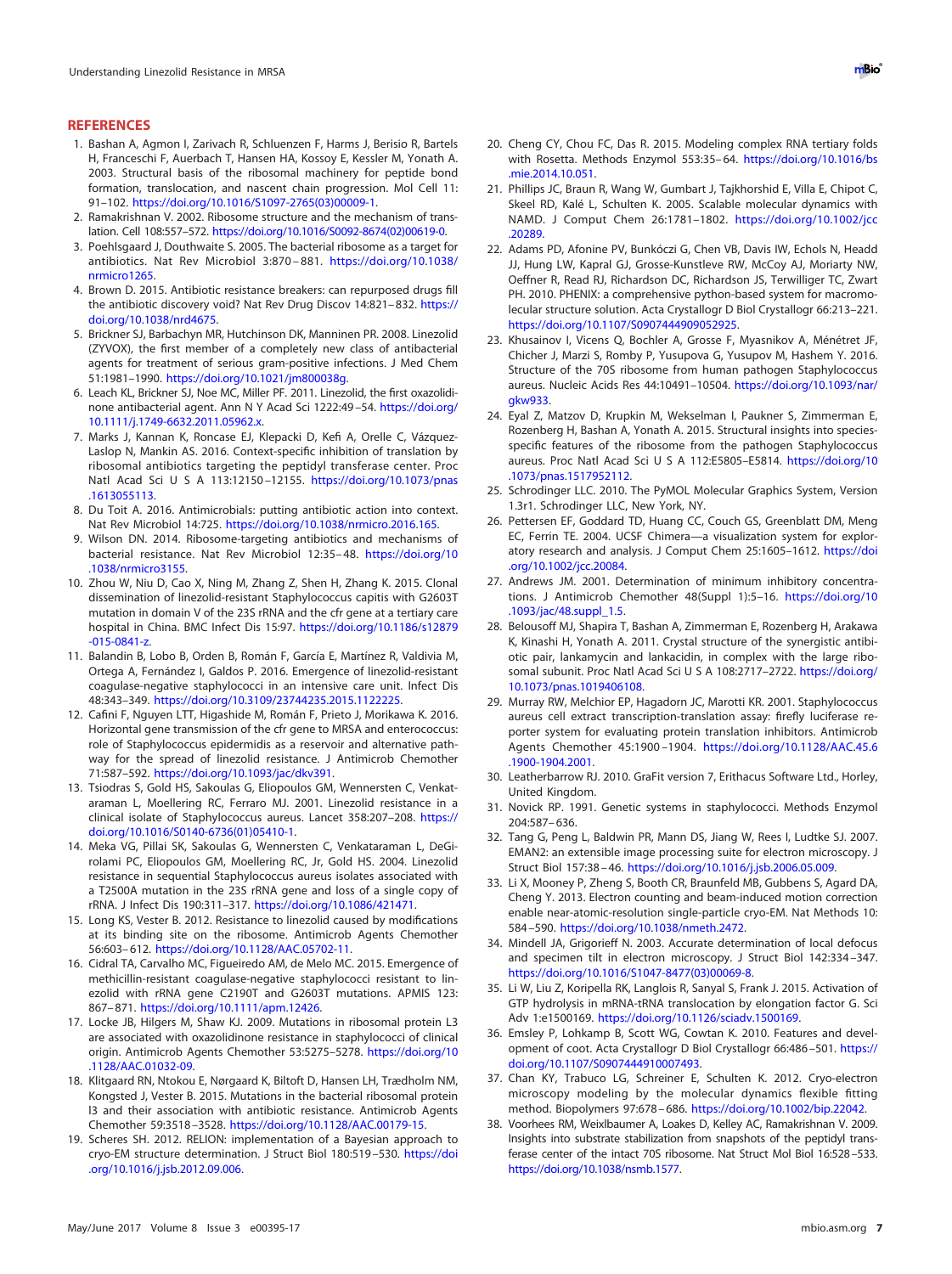## REFERENCES

1. Bashan A, Agmon I, Zarivach R, Schluenzen F, Harms J, Berisio R, Bartels H, Franceschi F, Auerbach T, Hansen HA, Kossoy E, Kessler M, Yonath A. 2003. Structural basis of the ribosomal machinery for peptide bond formation, translocation, and nascent chain progression. Mol Cell 11: 91–102. https://doi.org/10.1016/S1097-2765(03)00009-1.
2. Ramakrishnan V. 2002. Ribosome structure and the mechanism of translation. Cell 108:557–572. https://doi.org/10.1016/S0092-8674(02)00619-0.
3. Poehlsgaard J, Douthwaite S. 2005. The bacterial ribosome as a target for antibiotics. Nat Rev Microbiol 3:870–881. https://doi.org/10.1038/nrmicro1265.
4. Brown D. 2015. Antibiotic resistance breakers: can repurposed drugs fill the antibiotic discovery void? Nat Rev Drug Discov 14:821–832. https://doi.org/10.1038/nrd4675.
5. Brickner SJ, Barbachyn MR, Hutchinson DK, Manninen PR. 2008. Linezolid (ZYVOX), the first member of a completely new class of antibacterial agents for treatment of serious gram-positive infections. J Med Chem 51:1981–1990. https://doi.org/10.1021/jm800038g.
6. Leach KL, Brickner SJ, Noe MC, Miller PF. 2011. Linezolid, the first oxazolidinone antibacterial agent. Ann N Y Acad Sci 1222:49–54. https://doi.org/10.1111/j.1749-6632.2011.05962.x.
7. Marks J, Kannan K, Roncase EJ, Klepacki D, Kefi A, Orelle C, Vázquez-Laslop N, Mankin AS. 2016. Context-specific inhibition of translation by ribosomal antibiotics targeting the peptidyl transferase center. Proc Natl Acad Sci U S A 113:12150–12155. https://doi.org/10.1073/pnas.1613055113.
8. Du Toit A. 2016. Antimicrobials: putting antibiotic action into context. Nat Rev Microbiol 14:725. https://doi.org/10.1038/nrmicro.2016.165.
9. Wilson DN. 2014. Ribosome-targeting antibiotics and mechanisms of bacterial resistance. Nat Rev Microbiol 12:35–48. https://doi.org/10.1038/nrmicro3155.
10. Zhou W, Niu D, Cao X, Ning M, Zhang Z, Shen H, Zhang K. 2015. Clonal dissemination of linezolid-resistant Staphylococcus capitis with G2603T mutation in domain V of the 23S rRNA and the cfr gene at a tertiary care hospital in China. BMC Infect Dis 15:97. https://doi.org/10.1186/s12879-015-0841-z.
11. Balandin B, Lobo B, Orden B, Román F, García E, Martínez R, Valdivia M, Ortega A, Fernández I, Galdos P. 2016. Emergence of linezolid-resistant coagulase-negative staphylococci in an intensive care unit. Infect Dis 48:343–349. https://doi.org/10.3109/23744235.2015.1122225.
12. Cafini F, Nguyen LTT, Higashide M, Román F, Prieto J, Morikawa K. 2016. Horizontal gene transmission of the cfr gene to MRSA and enterococcus: role of Staphylococcus epidermidis as a reservoir and alternative pathway for the spread of linezolid resistance. J Antimicrob Chemother 71:587–592. https://doi.org/10.1093/jac/dkv391.
13. Tsiodras S, Gold HS, Sakoulas G, Eliopoulos GM, Wennersten C, Venkataraman L, Moellering RC, Ferraro MJ. 2001. Linezolid resistance in a clinical isolate of Staphylococcus aureus. Lancet 358:207–208. https://doi.org/10.1016/S0140-6736(01)05410-1.
14. Meka VG, Pillai SK, Sakoulas G, Wennersten C, Venkataraman L, DeGirolami PC, Eliopoulos GM, Moellering RC, Jr, Gold HS. 2004. Linezolid resistance in sequential Staphylococcus aureus isolates associated with a T2500A mutation in the 23S rRNA gene and loss of a single copy of rRNA. J Infect Dis 190:311–317. https://doi.org/10.1086/421471.
15. Long KS, Vester B. 2012. Resistance to linezolid caused by modifications at its binding site on the ribosome. Antimicrob Agents Chemother 56:603–612. https://doi.org/10.1128/AAC.05702-11.
16. Cidral TA, Carvalho MC, Figueiredo AM, de Melo MC. 2015. Emergence of methicillin-resistant coagulase-negative staphylococci resistant to linezolid with rRNA gene C2190T and G2603T mutations. APMIS 123: 867–871. https://doi.org/10.1111/apm.12426.
17. Locke JB, Hilgers M, Shaw KJ. 2009. Mutations in ribosomal protein L3 are associated with oxazolidinone resistance in staphylococci of clinical origin. Antimicrob Agents Chemother 53:5275–5278. https://doi.org/10.1128/AAC.01032-09.
18. Klitgaard RN, Ntokou E, Nørgaard K, Biltoft D, Hansen LH, Trædholm NM, Kongsted J, Vester B. 2015. Mutations in the bacterial ribosomal protein l3 and their association with antibiotic resistance. Antimicrob Agents Chemother 59:3518–3528. https://doi.org/10.1128/AAC.00179-15.
19. Scheres SH. 2012. RELION: implementation of a Bayesian approach to cryo-EM structure determination. J Struct Biol 180:519–530. https://doi.org/10.1016/j.jsb.2012.09.006.
20. Cheng CY, Chou FC, Das R. 2015. Modeling complex RNA tertiary folds with Rosetta. Methods Enzymol 553:35–64. https://doi.org/10.1016/bs.mie.2014.10.051.
21. Phillips JC, Braun R, Wang W, Gumbart J, Tajkhorshid E, Villa E, Chipot C, Skeel RD, Kalé L, Schulten K. 2005. Scalable molecular dynamics with NAMD. J Comput Chem 26:1781–1802. https://doi.org/10.1002/jcc.20289.
22. Adams PD, Afonine PV, Bunkóczi G, Chen VB, Davis IW, Echols N, Headd JJ, Hung LW, Kapral GJ, Grosse-Kunstleve RW, McCoy AJ, Moriarty NW, Oeffner R, Read RJ, Richardson DC, Richardson JS, Terwilliger TC, Zwart PH. 2010. PHENIX: a comprehensive python-based system for macromolecular structure solution. Acta Crystallogr D Biol Crystallogr 66:213–221. https://doi.org/10.1107/S0907444909052925.
23. Khusainov I, Vicens Q, Bochler A, Grosse F, Myasnikov A, Ménétret JF, Chicher J, Marzi S, Romby P, Yusupova G, Yusupov M, Hashem Y. 2016. Structure of the 70S ribosome from human pathogen Staphylococcus aureus. Nucleic Acids Res 44:10491–10504. https://doi.org/10.1093/nar/gkw933.
24. Eyal Z, Matzov D, Krupkin M, Wekselman I, Paukner S, Zimmerman E, Rozenberg H, Bashan A, Yonath A. 2015. Structural insights into species-specific features of the ribosome from the pathogen Staphylococcus aureus. Proc Natl Acad Sci U S A 112:E5805–E5814. https://doi.org/10.1073/pnas.1517952112.
25. Schrodinger LLC. 2010. The PyMOL Molecular Graphics System, Version 1.3r1. Schrodinger LLC, New York, NY.
26. Pettersen EF, Goddard TD, Huang CC, Couch GS, Greenblatt DM, Meng EC, Ferrin TE. 2004. UCSF Chimera—a visualization system for exploratory research and analysis. J Comput Chem 25:1605–1612. https://doi.org/10.1002/jcc.20084.
27. Andrews JM. 2001. Determination of minimum inhibitory concentrations. J Antimicrob Chemother 48(Suppl 1):5–16. https://doi.org/10.1093/jac/48.suppl_1.5.
28. Belousoff MJ, Shapira T, Bashan A, Zimmerman E, Rozenberg H, Arakawa K, Kinashi H, Yonath A. 2011. Crystal structure of the synergistic antibiotic pair, lankamycin and lankacidin, in complex with the large ribosomal subunit. Proc Natl Acad Sci U S A 108:2717–2722. https://doi.org/10.1073/pnas.1019406108.
29. Murray RW, Melchior EP, Hagadorn JC, Marotti KR. 2001. Staphylococcus aureus cell extract transcription-translation assay: firefly luciferase reporter system for evaluating protein translation inhibitors. Antimicrob Agents Chemother 45:1900–1904. https://doi.org/10.1128/AAC.45.6.1900-1904.2001.
30. Leatherbarrow RJ. 2010. GraFit version 7, Erithacus Software Ltd., Horley, United Kingdom.
31. Novick RP. 1991. Genetic systems in staphylococci. Methods Enzymol 204:587–636.
32. Tang G, Peng L, Baldwin PR, Mann DS, Jiang W, Rees I, Ludtke SJ. 2007. EMAN2: an extensible image processing suite for electron microscopy. J Struct Biol 157:38–46. https://doi.org/10.1016/j.jsb.2006.05.009.
33. Li X, Mooney P, Zheng S, Booth CR, Braunfeld MB, Gubbens S, Agard DA, Cheng Y. 2013. Electron counting and beam-induced motion correction enable near-atomic-resolution single-particle cryo-EM. Nat Methods 10: 584–590. https://doi.org/10.1038/nmeth.2472.
34. Mindell JA, Grigorieff N. 2003. Accurate determination of local defocus and specimen tilt in electron microscopy. J Struct Biol 142:334–347. https://doi.org/10.1016/S1047-8477(03)00069-8.
35. Li W, Liu Z, Koripella RK, Langlois R, Sanyal S, Frank J. 2015. Activation of GTP hydrolysis in mRNA-tRNA translocation by elongation factor G. Sci Adv 1:e1500169. https://doi.org/10.1126/sciadv.1500169.
36. Emsley P, Lohkamp B, Scott WG, Cowtan K. 2010. Features and development of coot. Acta Crystallogr D Biol Crystallogr 66:486–501. https://doi.org/10.1107/S0907444910007493.
37. Chan KY, Trabuco LG, Schreiner E, Schulten K. 2012. Cryo-electron microscopy modeling by the molecular dynamics flexible fitting method. Biopolymers 97:678–686. https://doi.org/10.1002/bip.22042.
38. Voorhees RM, Weixlbaumer A, Loakes D, Kelley AC, Ramakrishnan V. 2009. Insights into substrate stabilization from snapshots of the peptidyl transferase center of the intact 70S ribosome. Nat Struct Mol Biol 16:528–533. https://doi.org/10.1038/nsmb.1577.